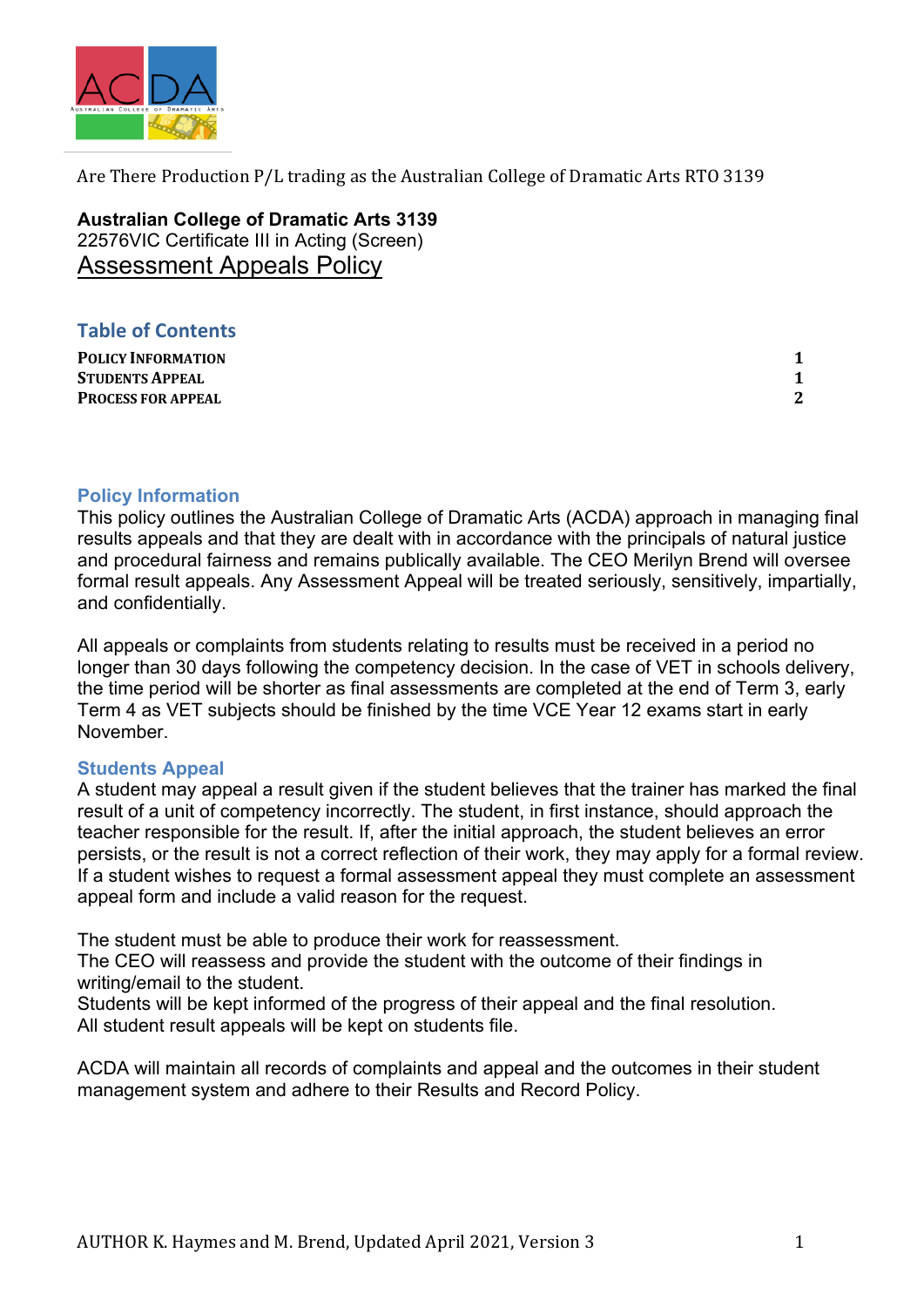Are There Production P/L trading as the Australian College of Dramatic Arts RTO 3139

**Australian College of Dramatic Arts 3139**
22576VIC Certificate III in Acting (Screen)

# Assessment Appeals Policy

## Table of Contents

| | |
|---|---|
| **POLICY INFORMATION** | **1** |
| **STUDENTS APPEAL** | **1** |
| **PROCESS FOR APPEAL** | **2** |

## Policy Information

This policy outlines the Australian College of Dramatic Arts (ACDA) approach in managing final results appeals and that they are dealt with in accordance with the principals of natural justice and procedural fairness and remains publically available. The CEO Merilyn Brend will oversee formal result appeals. Any Assessment Appeal will be treated seriously, sensitively, impartially, and confidentially.

All appeals or complaints from students relating to results must be received in a period no longer than 30 days following the competency decision. In the case of VET in schools delivery, the time period will be shorter as final assessments are completed at the end of Term 3, early Term 4 as VET subjects should be finished by the time VCE Year 12 exams start in early November.

## Students Appeal

A student may appeal a result given if the student believes that the trainer has marked the final result of a unit of competency incorrectly. The student, in first instance, should approach the teacher responsible for the result. If, after the initial approach, the student believes an error persists, or the result is not a correct reflection of their work, they may apply for a formal review. If a student wishes to request a formal assessment appeal they must complete an assessment appeal form and include a valid reason for the request.

The student must be able to produce their work for reassessment.
The CEO will reassess and provide the student with the outcome of their findings in writing/email to the student.
Students will be kept informed of the progress of their appeal and the final resolution.
All student result appeals will be kept on students file.

ACDA will maintain all records of complaints and appeal and the outcomes in their student management system and adhere to their Results and Record Policy.

AUTHOR K. Haymes and M. Brend, Updated April 2021, Version 3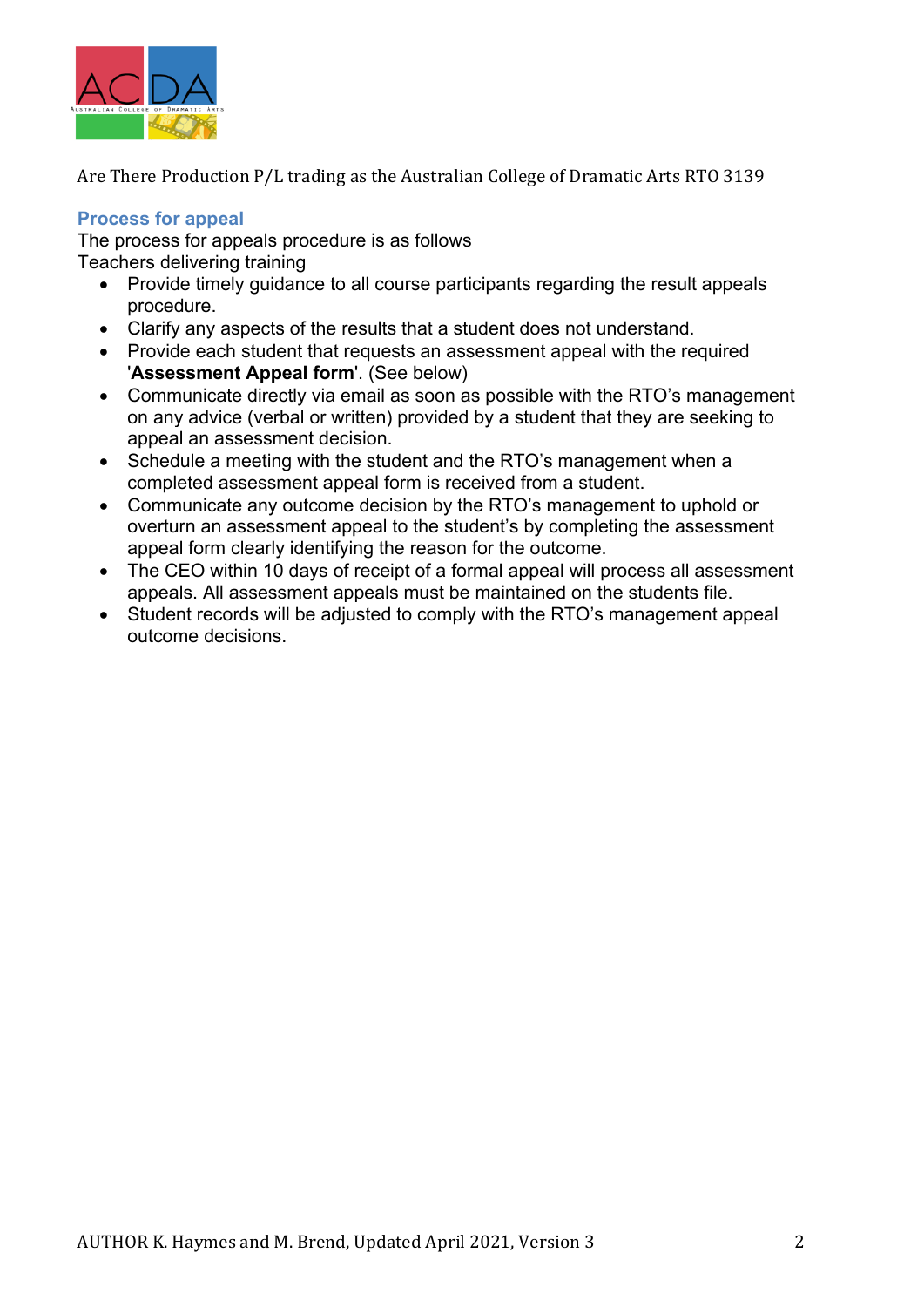## Process for appeal

The process for appeals procedure is as follows

Teachers delivering training

- Provide timely guidance to all course participants regarding the result appeals procedure.
- Clarify any aspects of the results that a student does not understand.
- Provide each student that requests an assessment appeal with the required '**Assessment Appeal form**'. (See below)
- Communicate directly via email as soon as possible with the RTO's management on any advice (verbal or written) provided by a student that they are seeking to appeal an assessment decision.
- Schedule a meeting with the student and the RTO's management when a completed assessment appeal form is received from a student.
- Communicate any outcome decision by the RTO's management to uphold or overturn an assessment appeal to the student's by completing the assessment appeal form clearly identifying the reason for the outcome.
- The CEO within 10 days of receipt of a formal appeal will process all assessment appeals. All assessment appeals must be maintained on the students file.
- Student records will be adjusted to comply with the RTO's management appeal outcome decisions.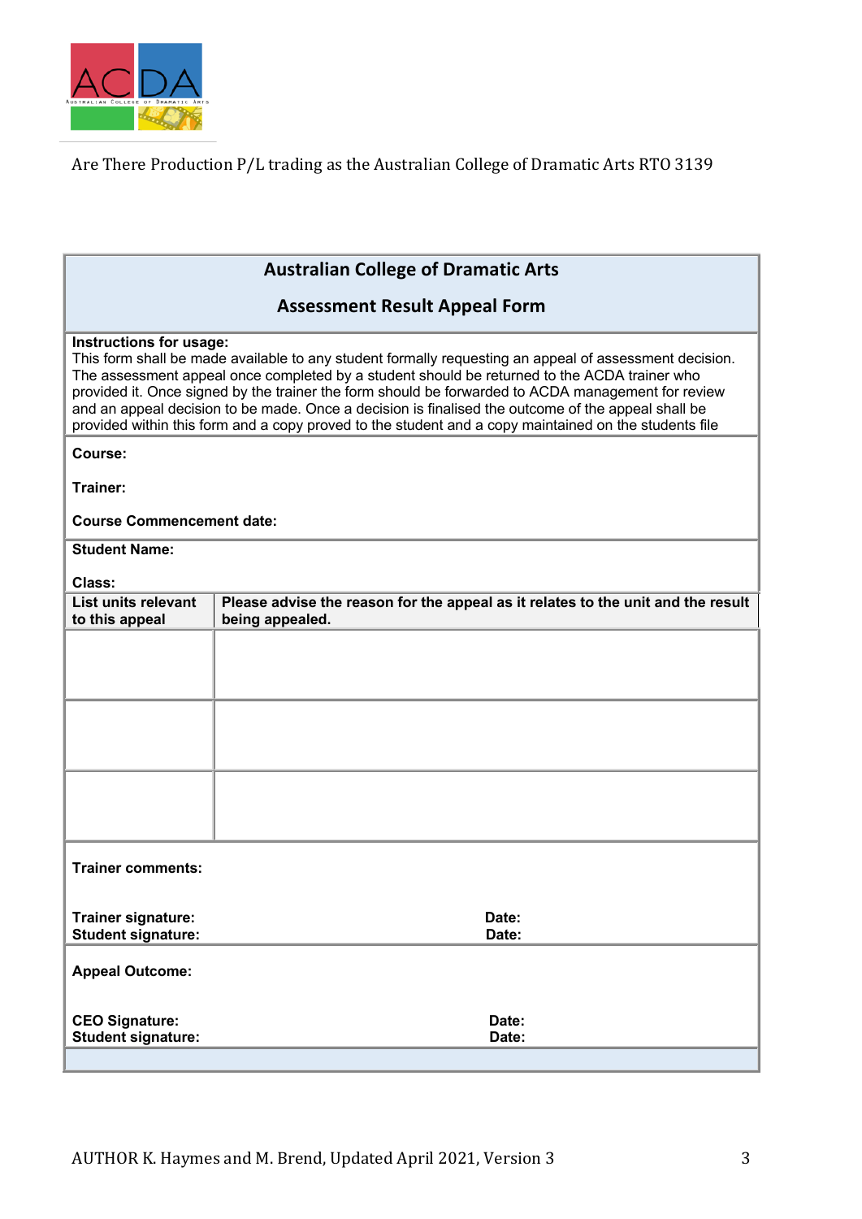Are There Production P/L trading as the Australian College of Dramatic Arts RTO 3139

## Australian College of Dramatic Arts

## Assessment Result Appeal Form

**Instructions for usage:**
This form shall be made available to any student formally requesting an appeal of assessment decision. The assessment appeal once completed by a student should be returned to the ACDA trainer who provided it. Once signed by the trainer the form should be forwarded to ACDA management for review and an appeal decision to be made. Once a decision is finalised the outcome of the appeal shall be provided within this form and a copy proved to the student and a copy maintained on the students file

**Course:**

**Trainer:**

**Course Commencement date:**

**Student Name:**

**Class:**

| List units relevant to this appeal | Please advise the reason for the appeal as it relates to the unit and the result being appealed. |
|---|---|
| | |
| | |
| | |

**Trainer comments:**

**Trainer signature:** **Date:**
**Student signature:** **Date:**

**Appeal Outcome:**

**CEO Signature:** **Date:**
**Student signature:** **Date:**

AUTHOR K. Haymes and M. Brend, Updated April 2021, Version 3